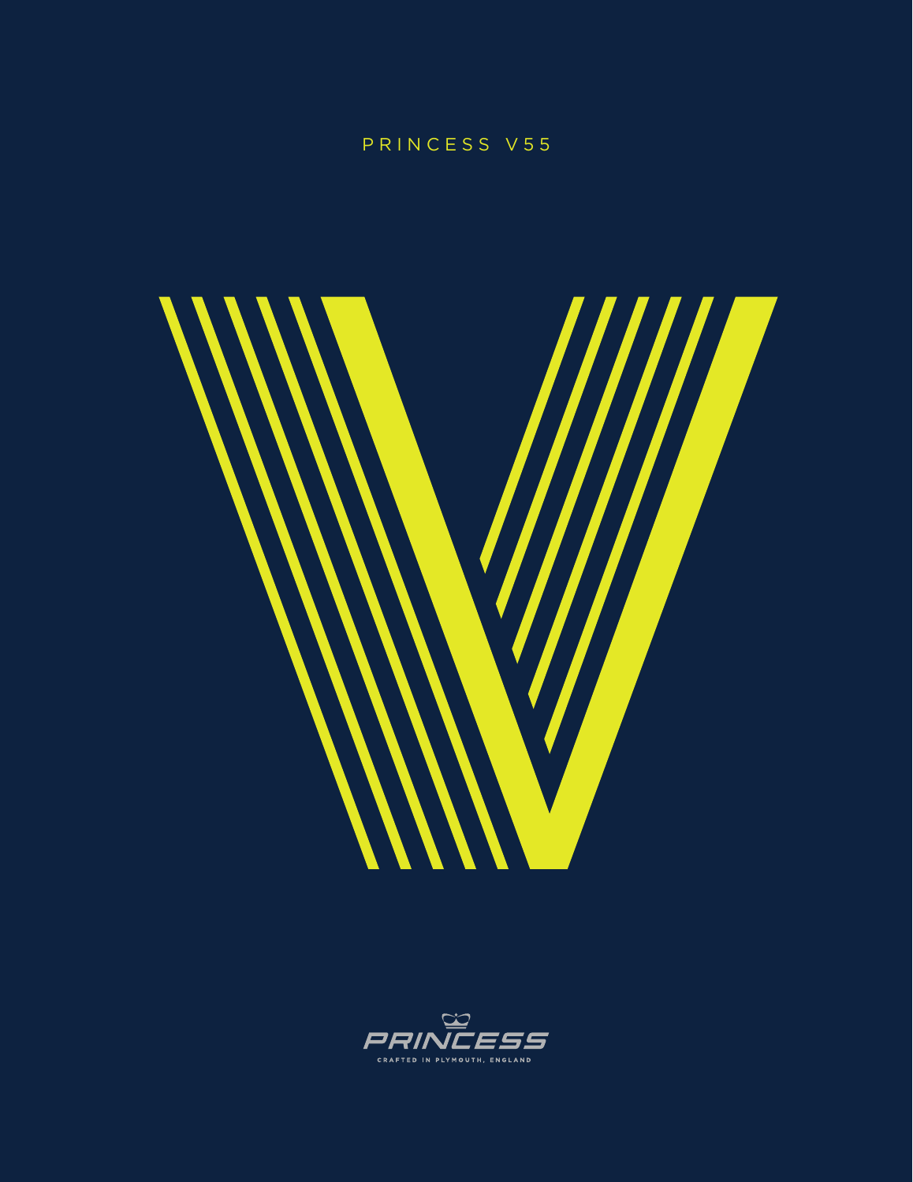# PRINCESS V55

PRINCESS

CRAFTED IN PLYMOUTH, ENGLAND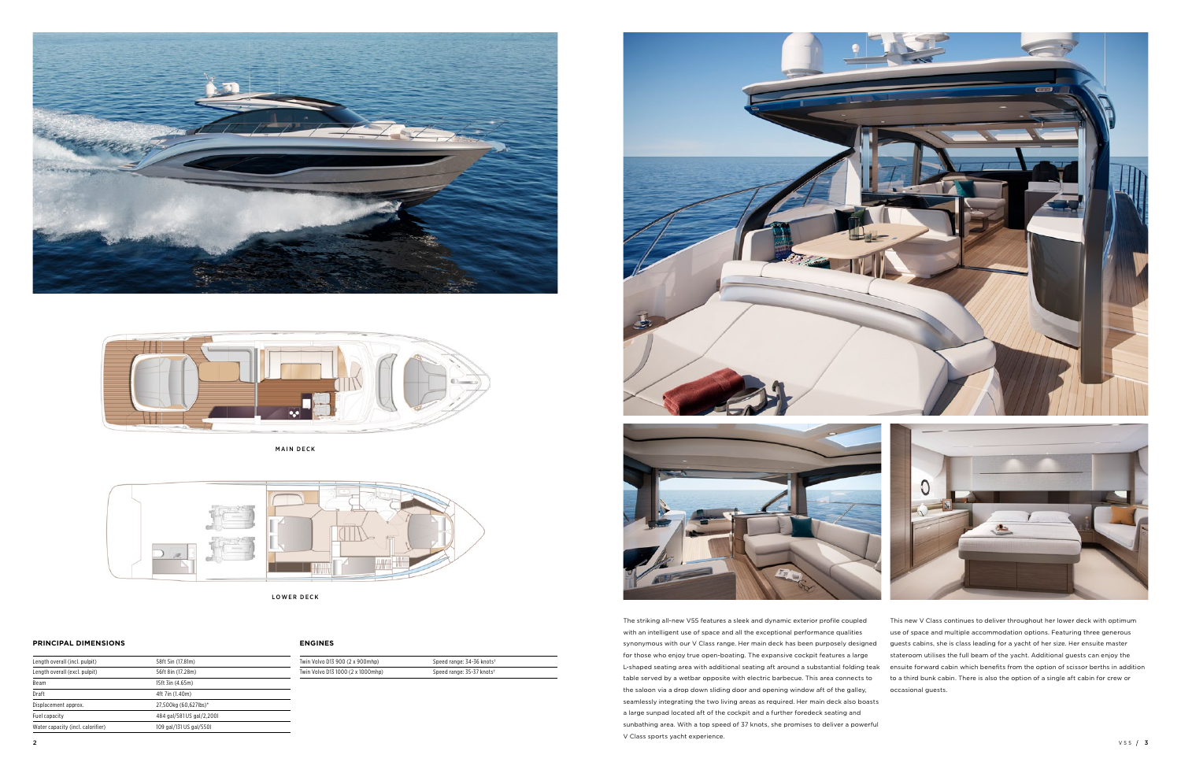MAIN DECK

LOWER DECK

## PRINCIPAL DIMENSIONS

| | |
|---|---|
| Length overall (incl. pulpit) | 58ft 5in (17.81m) |
| Length overall (excl. pulpit) | 56ft 8in (17.28m) |
| Beam | 15ft 3in (4.65m) |
| Draft | 4ft 7in (1.40m) |
| Displacement approx. | 27,500kg (60,627lbs)* |
| Fuel capacity | 484 gal/581 US gal/2,200l |
| Water capacity (incl. calorifier) | 109 gal/131 US gal/550l |

## ENGINES

| | |
|---|---|
| Twin Volvo D13 900 (2 x 900mhp) | Speed range: 34-36 knots† |
| Twin Volvo D13 1000 (2 x 1000mhp) | Speed range: 35-37 knots† |

The striking all-new V55 features a sleek and dynamic exterior profile coupled with an intelligent use of space and all the exceptional performance qualities synonymous with our V Class range. Her main deck has been purposely designed for those who enjoy true open-boating. The expansive cockpit features a large L-shaped seating area with additional seating aft around a substantial folding teak table served by a wetbar opposite with electric barbecue. This area connects to the saloon via a drop down sliding door and opening window aft of the galley, seamlessly integrating the two living areas as required. Her main deck also boasts a large sunpad located aft of the cockpit and a further foredeck seating and sunbathing area. With a top speed of 37 knots, she promises to deliver a powerful V Class sports yacht experience.

This new V Class continues to deliver throughout her lower deck with optimum use of space and multiple accommodation options. Featuring three generous guests cabins, she is class leading for a yacht of her size. Her ensuite master stateroom utilises the full beam of the yacht. Additional guests can enjoy the ensuite forward cabin which benefits from the option of scissor berths in addition to a third bunk cabin. There is also the option of a single aft cabin for crew or occasional guests.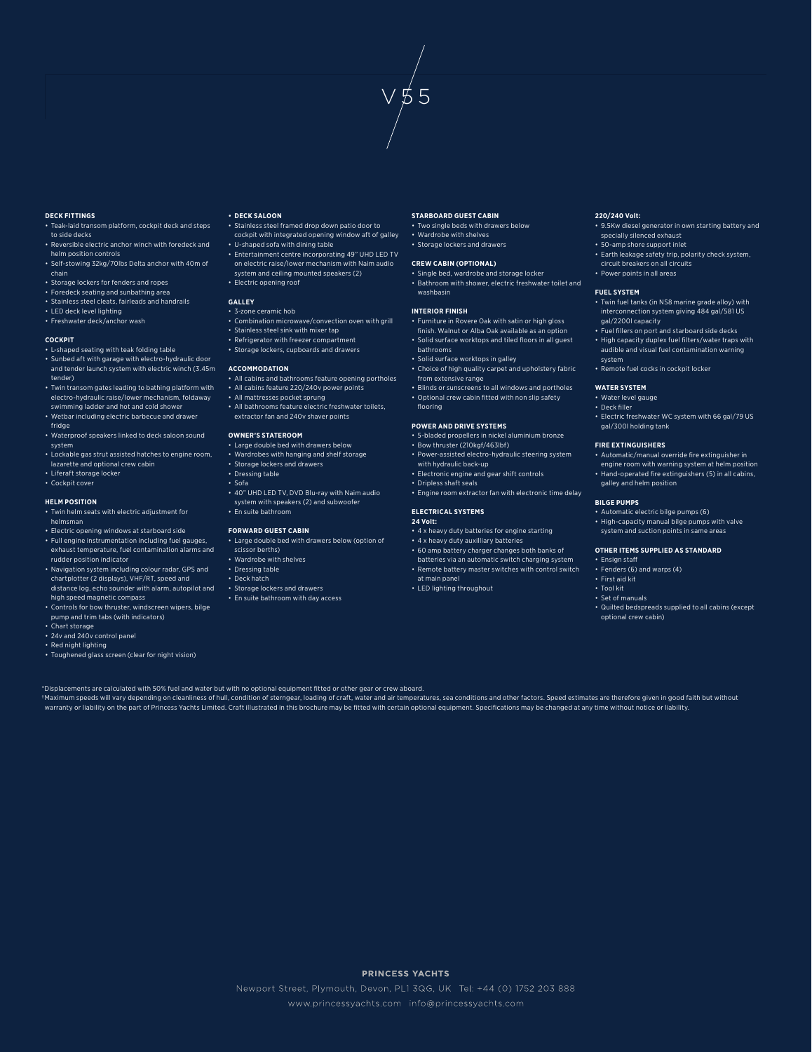# V55

### DECK FITTINGS

- Teak-laid transom platform, cockpit deck and steps to side decks
- Reversible electric anchor winch with foredeck and helm position controls
- Self-stowing 32kg/70lbs Delta anchor with 40m of chain
- Storage lockers for fenders and ropes
- Foredeck seating and sunbathing area
- Stainless steel cleats, fairleads and handrails
- LED deck level lighting
- Freshwater deck/anchor wash

### COCKPIT

- L-shaped seating with teak folding table
- Sunbed aft with garage with electro-hydraulic door and tender launch system with electric winch (3.45m tender)
- Twin transom gates leading to bathing platform with electro-hydraulic raise/lower mechanism, foldaway swimming ladder and hot and cold shower
- Wetbar including electric barbecue and drawer fridge
- Waterproof speakers linked to deck saloon sound system
- Lockable gas strut assisted hatches to engine room, lazarette and optional crew cabin
- Liferaft storage locker
- Cockpit cover

### HELM POSITION

- Twin helm seats with electric adjustment for helmsman
- Electric opening windows at starboard side
- Full engine instrumentation including fuel gauges, exhaust temperature, fuel contamination alarms and rudder position indicator
- Navigation system including colour radar, GPS and chartplotter (2 displays), VHF/RT, speed and distance log, echo sounder with alarm, autopilot and high speed magnetic compass
- Controls for bow thruster, windscreen wipers, bilge pump and trim tabs (with indicators)
- Chart storage
- 24v and 240v control panel
- Red night lighting
- Toughened glass screen (clear for night vision)

### • DECK SALOON

- Stainless steel framed drop down patio door to cockpit with integrated opening window aft of galley
- U-shaped sofa with dining table
- Entertainment centre incorporating 49" UHD LED TV on electric raise/lower mechanism with Naim audio system and ceiling mounted speakers (2)
- Electric opening roof

### GALLEY

- 3-zone ceramic hob
- Combination microwave/convection oven with grill
- Stainless steel sink with mixer tap
- Refrigerator with freezer compartment
- Storage lockers, cupboards and drawers

### ACCOMMODATION

- All cabins and bathrooms feature opening portholes
- All cabins feature 220/240v power points
- All mattresses pocket sprung
- All bathrooms feature electric freshwater toilets, extractor fan and 240v shaver points

### OWNER'S STATEROOM

- Large double bed with drawers below
- Wardrobes with hanging and shelf storage
- Storage lockers and drawers
- Dressing table
- Sofa
- 40" UHD LED TV, DVD Blu-ray with Naim audio system with speakers (2) and subwoofer
- En suite bathroom

### FORWARD GUEST CABIN

- Large double bed with drawers below (option of scissor berths)
- Wardrobe with shelves
- Dressing table
- Deck hatch
- Storage lockers and drawers
- En suite bathroom with day access

### STARBOARD GUEST CABIN

- Two single beds with drawers below
- Wardrobe with shelves
- Storage lockers and drawers

### CREW CABIN (OPTIONAL)

- Single bed, wardrobe and storage locker
- Bathroom with shower, electric freshwater toilet and washbasin

### INTERIOR FINISH

- Furniture in Rovere Oak with satin or high gloss finish. Walnut or Alba Oak available as an option
- Solid surface worktops and tiled floors in all guest bathrooms
- Solid surface worktops in galley
- Choice of high quality carpet and upholstery fabric from extensive range
- Blinds or sunscreens to all windows and portholes
- Optional crew cabin fitted with non slip safety flooring

### POWER AND DRIVE SYSTEMS

- 5-bladed propellers in nickel aluminium bronze
- Bow thruster (210kgf/463lbf)
- Power-assisted electro-hydraulic steering system with hydraulic back-up
- Electronic engine and gear shift controls
- Dripless shaft seals
- Engine room extractor fan with electronic time delay

### ELECTRICAL SYSTEMS

**24 Volt:**

- 4 x heavy duty batteries for engine starting
- 4 x heavy duty auxilliary batteries
- 60 amp battery charger changes both banks of batteries via an automatic switch charging system
- Remote battery master switches with control switch at main panel
- LED lighting throughout

**220/240 Volt:**

- 9.5Kw diesel generator in own starting battery and specially silenced exhaust
- 50-amp shore support inlet
- Earth leakage safety trip, polarity check system, circuit breakers on all circuits
- Power points in all areas

### FUEL SYSTEM

- Twin fuel tanks (in N58 marine grade alloy) with interconnection system giving 484 gal/581 US gal/2200l capacity
- Fuel fillers on port and starboard side decks
- High capacity duplex fuel filters/water traps with audible and visual fuel contamination warning system
- Remote fuel cocks in cockpit locker

### WATER SYSTEM

- Water level gauge
- Deck filler
- Electric freshwater WC system with 66 gal/79 US gal/300l holding tank

### FIRE EXTINGUISHERS

- Automatic/manual override fire extinguisher in engine room with warning system at helm position
- Hand-operated fire extinguishers (5) in all cabins, galley and helm position

### BILGE PUMPS

- Automatic electric bilge pumps (6)
- High-capacity manual bilge pumps with valve system and suction points in same areas

### OTHER ITEMS SUPPLIED AS STANDARD

- Ensign staff
- Fenders (6) and warps (4)
- First aid kit
- Tool kit
- Set of manuals
- Quilted bedspreads supplied to all cabins (except optional crew cabin)

*Displacements are calculated with 50% fuel and water but with no optional equipment fitted or other gear or crew aboard.
†Maximum speeds will vary depending on cleanliness of hull, condition of sterngear, loading of craft, water and air temperatures, sea conditions and other factors. Speed estimates are therefore given in good faith but without warranty or liability on the part of Princess Yachts Limited. Craft illustrated in this brochure may be fitted with certain optional equipment. Specifications may be changed at any time without notice or liability.

**PRINCESS YACHTS**

Newport Street, Plymouth, Devon, PL1 3QG, UK Tel: +44 (0) 1752 203 888

www.princessyachts.com info@princessyachts.com